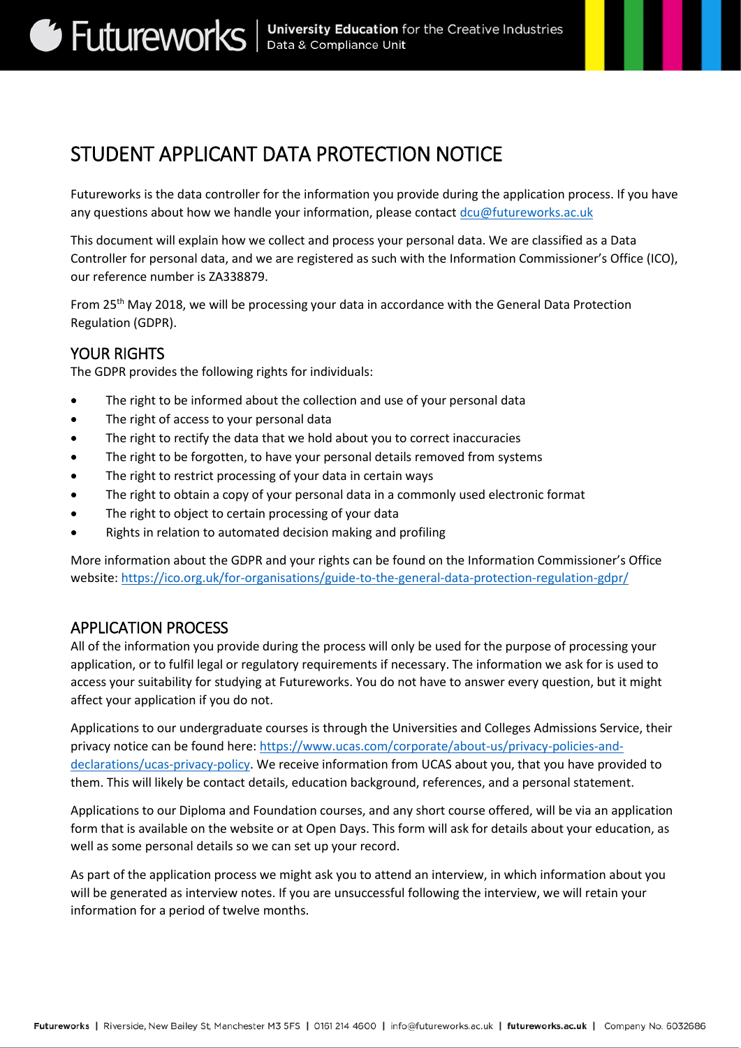# STUDENT APPLICANT DATA PROTECTION NOTICE

Futureworks is the data controller for the information you provide during the application process. If you have any questions about how we handle your information, please contact dcu@futureworks.ac.uk

This document will explain how we collect and process your personal data. We are classified as a Data Controller for personal data, and we are registered as such with the Information Commissioner's Office (ICO), our reference number is ZA338879.

From 25th May 2018, we will be processing your data in accordance with the General Data Protection Regulation (GDPR).

## YOUR RIGHTS

The GDPR provides the following rights for individuals:

- The right to be informed about the collection and use of your personal data
- The right of access to your personal data
- The right to rectify the data that we hold about you to correct inaccuracies
- The right to be forgotten, to have your personal details removed from systems
- The right to restrict processing of your data in certain ways
- The right to obtain a copy of your personal data in a commonly used electronic format
- The right to object to certain processing of your data
- Rights in relation to automated decision making and profiling

More information about the GDPR and your rights can be found on the Information Commissioner's Office website: https://ico.org.uk/for-organisations/guide-to-the-general-data-protection-regulation-gdpr/

## APPLICATION PROCESS

All of the information you provide during the process will only be used for the purpose of processing your application, or to fulfil legal or regulatory requirements if necessary. The information we ask for is used to access your suitability for studying at Futureworks. You do not have to answer every question, but it might affect your application if you do not.

Applications to our undergraduate courses is through the Universities and Colleges Admissions Service, their privacy notice can be found here: https://www.ucas.com/corporate/about-us/privacy-policies-and-declarations/ucas-privacy-policy. We receive information from UCAS about you, that you have provided to them. This will likely be contact details, education background, references, and a personal statement.

Applications to our Diploma and Foundation courses, and any short course offered, will be via an application form that is available on the website or at Open Days. This form will ask for details about your education, as well as some personal details so we can set up your record.

As part of the application process we might ask you to attend an interview, in which information about you will be generated as interview notes. If you are unsuccessful following the interview, we will retain your information for a period of twelve months.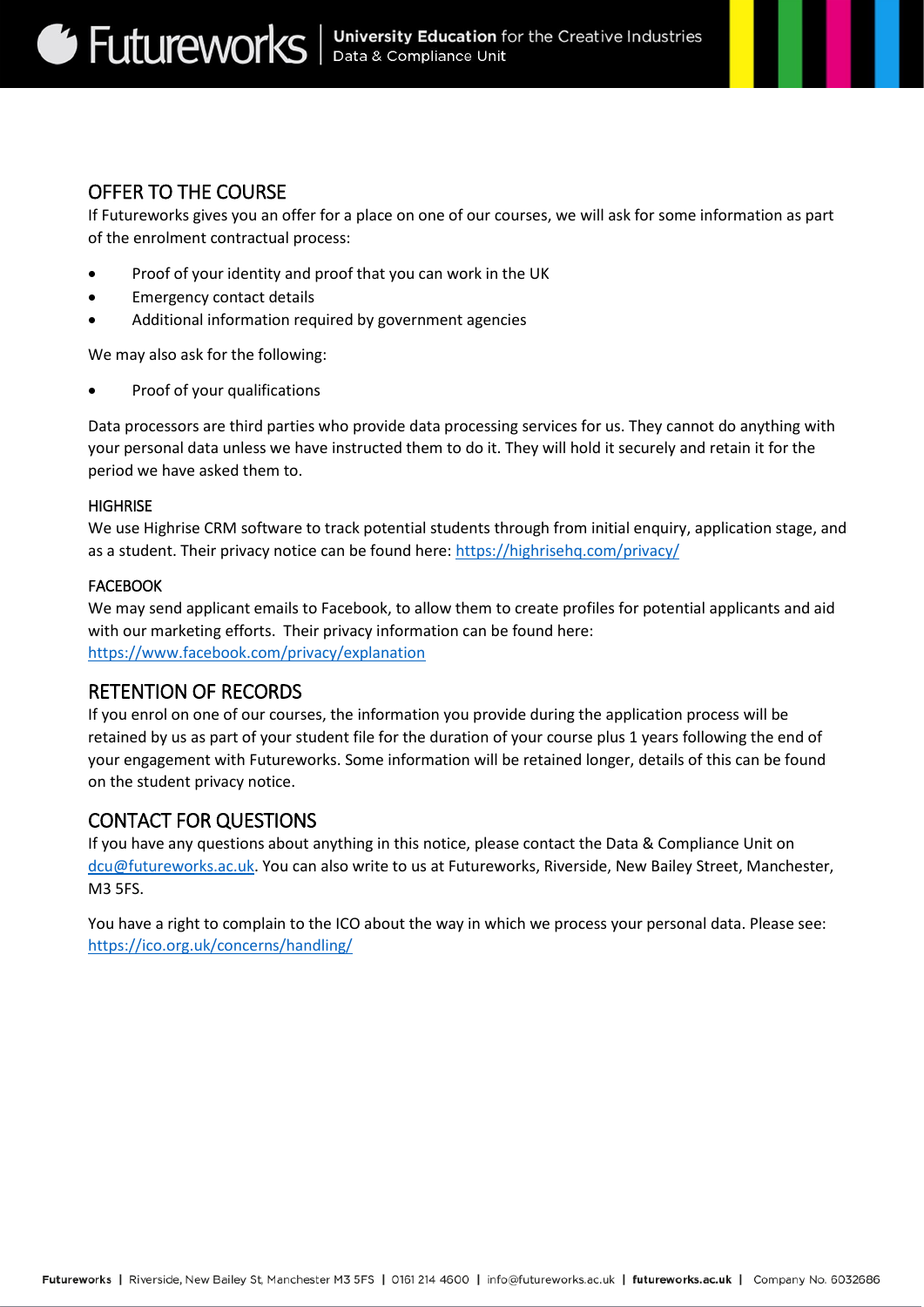## OFFER TO THE COURSE

If Futureworks gives you an offer for a place on one of our courses, we will ask for some information as part of the enrolment contractual process:

- Proof of your identity and proof that you can work in the UK
- Emergency contact details
- Additional information required by government agencies

We may also ask for the following:

- Proof of your qualifications

Data processors are third parties who provide data processing services for us. They cannot do anything with your personal data unless we have instructed them to do it. They will hold it securely and retain it for the period we have asked them to.

### HIGHRISE

We use Highrise CRM software to track potential students through from initial enquiry, application stage, and as a student. Their privacy notice can be found here: https://highrisehq.com/privacy/

### FACEBOOK

We may send applicant emails to Facebook, to allow them to create profiles for potential applicants and aid with our marketing efforts. Their privacy information can be found here: https://www.facebook.com/privacy/explanation

## RETENTION OF RECORDS

If you enrol on one of our courses, the information you provide during the application process will be retained by us as part of your student file for the duration of your course plus 1 years following the end of your engagement with Futureworks. Some information will be retained longer, details of this can be found on the student privacy notice.

## CONTACT FOR QUESTIONS

If you have any questions about anything in this notice, please contact the Data & Compliance Unit on dcu@futureworks.ac.uk. You can also write to us at Futureworks, Riverside, New Bailey Street, Manchester, M3 5FS.

You have a right to complain to the ICO about the way in which we process your personal data. Please see: https://ico.org.uk/concerns/handling/